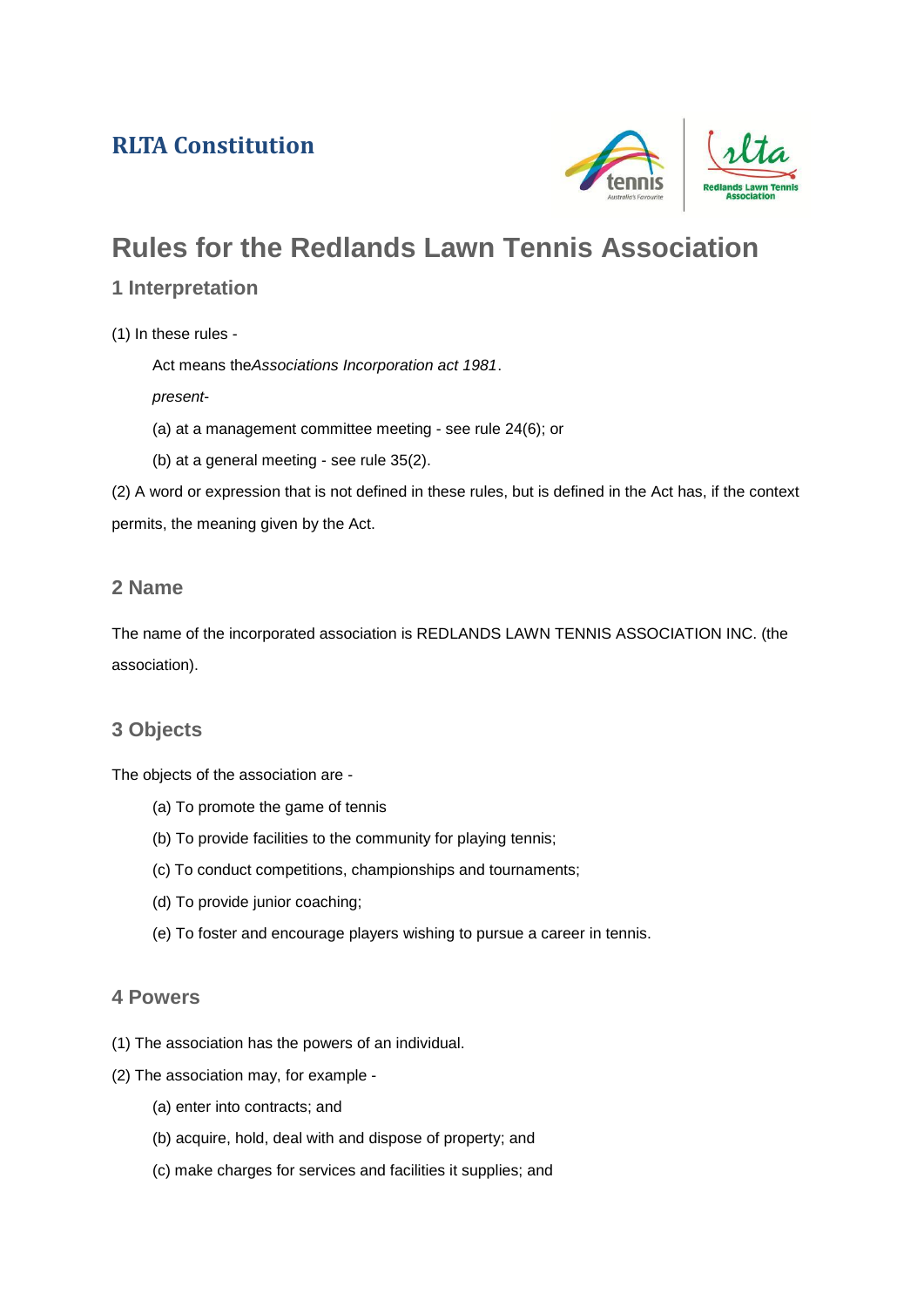## RLTA Constitution

# Rules for the Redlands Lawn Tennis Association

### 1 Interpretation

(1) In these rules -

Act means the*Associations Incorporation act 1981*.

*present*-

(a) at a management committee meeting - see rule 24(6); or

(b) at a general meeting - see rule 35(2).

(2) A word or expression that is not defined in these rules, but is defined in the Act has, if the context permits, the meaning given by the Act.

### 2 Name

The name of the incorporated association is REDLANDS LAWN TENNIS ASSOCIATION INC. (the association).

### 3 Objects

The objects of the association are -

(a) To promote the game of tennis

(b) To provide facilities to the community for playing tennis;

(c) To conduct competitions, championships and tournaments;

(d) To provide junior coaching;

(e) To foster and encourage players wishing to pursue a career in tennis.

### 4 Powers

(1) The association has the powers of an individual.

(2) The association may, for example -

(a) enter into contracts; and

(b) acquire, hold, deal with and dispose of property; and

(c) make charges for services and facilities it supplies; and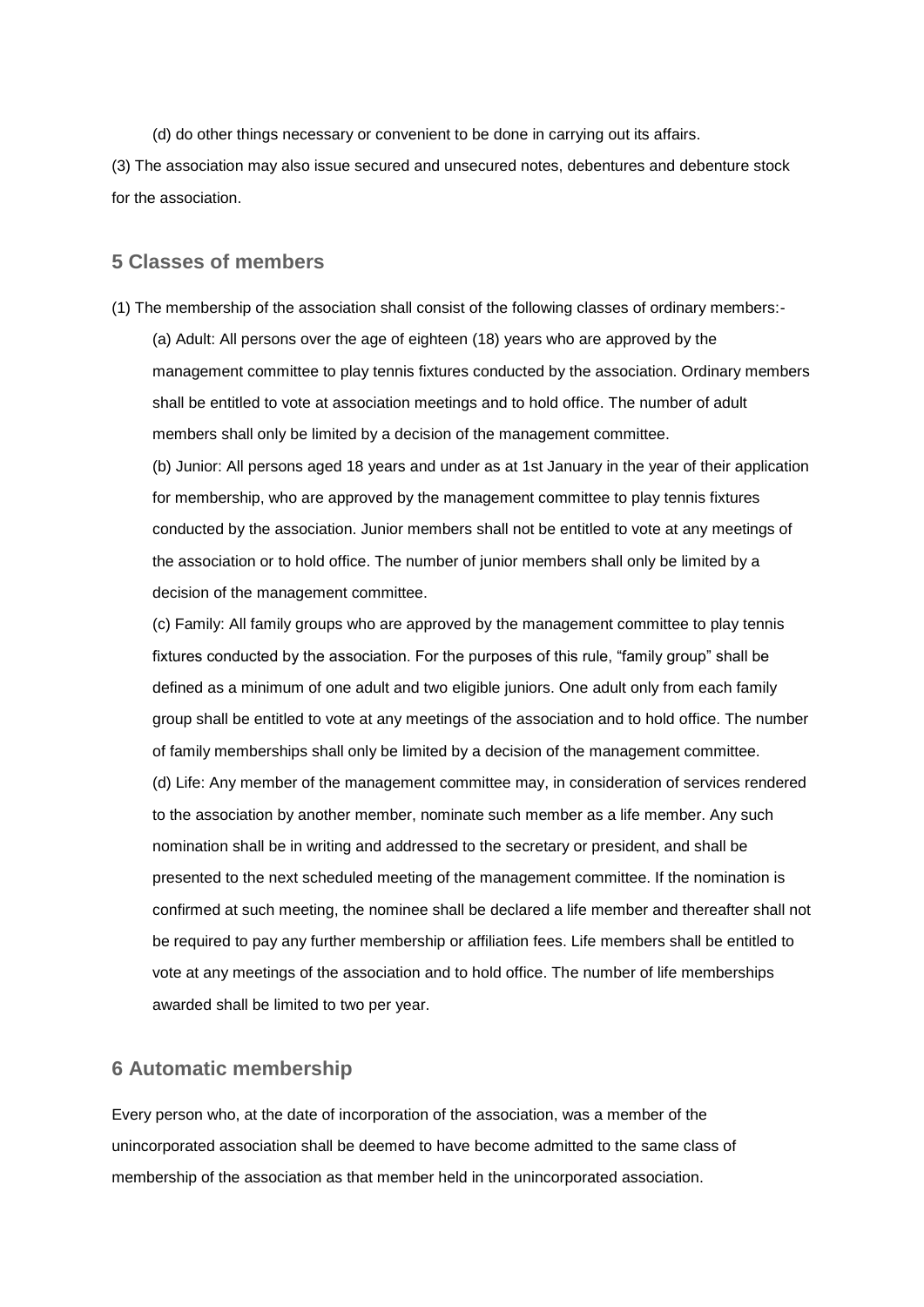(d) do other things necessary or convenient to be done in carrying out its affairs.

(3) The association may also issue secured and unsecured notes, debentures and debenture stock for the association.

## 5 Classes of members

(1) The membership of the association shall consist of the following classes of ordinary members:-

(a) Adult: All persons over the age of eighteen (18) years who are approved by the management committee to play tennis fixtures conducted by the association. Ordinary members shall be entitled to vote at association meetings and to hold office. The number of adult members shall only be limited by a decision of the management committee.

(b) Junior: All persons aged 18 years and under as at 1st January in the year of their application for membership, who are approved by the management committee to play tennis fixtures conducted by the association. Junior members shall not be entitled to vote at any meetings of the association or to hold office. The number of junior members shall only be limited by a decision of the management committee.

(c) Family: All family groups who are approved by the management committee to play tennis fixtures conducted by the association. For the purposes of this rule, "family group" shall be defined as a minimum of one adult and two eligible juniors. One adult only from each family group shall be entitled to vote at any meetings of the association and to hold office. The number of family memberships shall only be limited by a decision of the management committee.

(d) Life: Any member of the management committee may, in consideration of services rendered to the association by another member, nominate such member as a life member. Any such nomination shall be in writing and addressed to the secretary or president, and shall be presented to the next scheduled meeting of the management committee. If the nomination is confirmed at such meeting, the nominee shall be declared a life member and thereafter shall not be required to pay any further membership or affiliation fees. Life members shall be entitled to vote at any meetings of the association and to hold office. The number of life memberships awarded shall be limited to two per year.

## 6 Automatic membership

Every person who, at the date of incorporation of the association, was a member of the unincorporated association shall be deemed to have become admitted to the same class of membership of the association as that member held in the unincorporated association.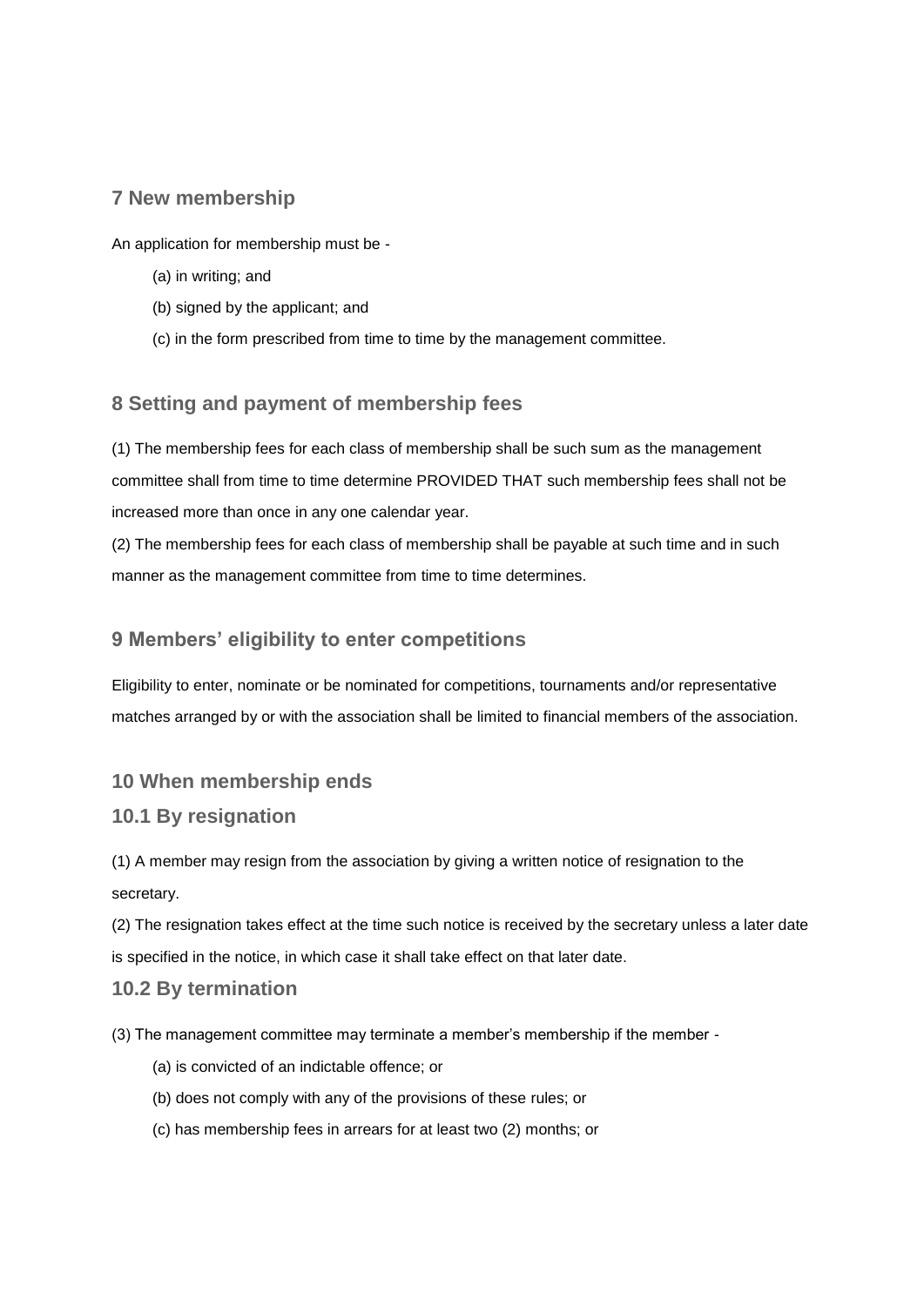## 7 New membership

An application for membership must be -

(a) in writing; and

(b) signed by the applicant; and

(c) in the form prescribed from time to time by the management committee.

## 8 Setting and payment of membership fees

(1) The membership fees for each class of membership shall be such sum as the management committee shall from time to time determine PROVIDED THAT such membership fees shall not be increased more than once in any one calendar year.

(2) The membership fees for each class of membership shall be payable at such time and in such manner as the management committee from time to time determines.

## 9 Members' eligibility to enter competitions

Eligibility to enter, nominate or be nominated for competitions, tournaments and/or representative matches arranged by or with the association shall be limited to financial members of the association.

## 10 When membership ends

### 10.1 By resignation

(1) A member may resign from the association by giving a written notice of resignation to the secretary.

(2) The resignation takes effect at the time such notice is received by the secretary unless a later date is specified in the notice, in which case it shall take effect on that later date.

### 10.2 By termination

(3) The management committee may terminate a member's membership if the member -

(a) is convicted of an indictable offence; or

(b) does not comply with any of the provisions of these rules; or

(c) has membership fees in arrears for at least two (2) months; or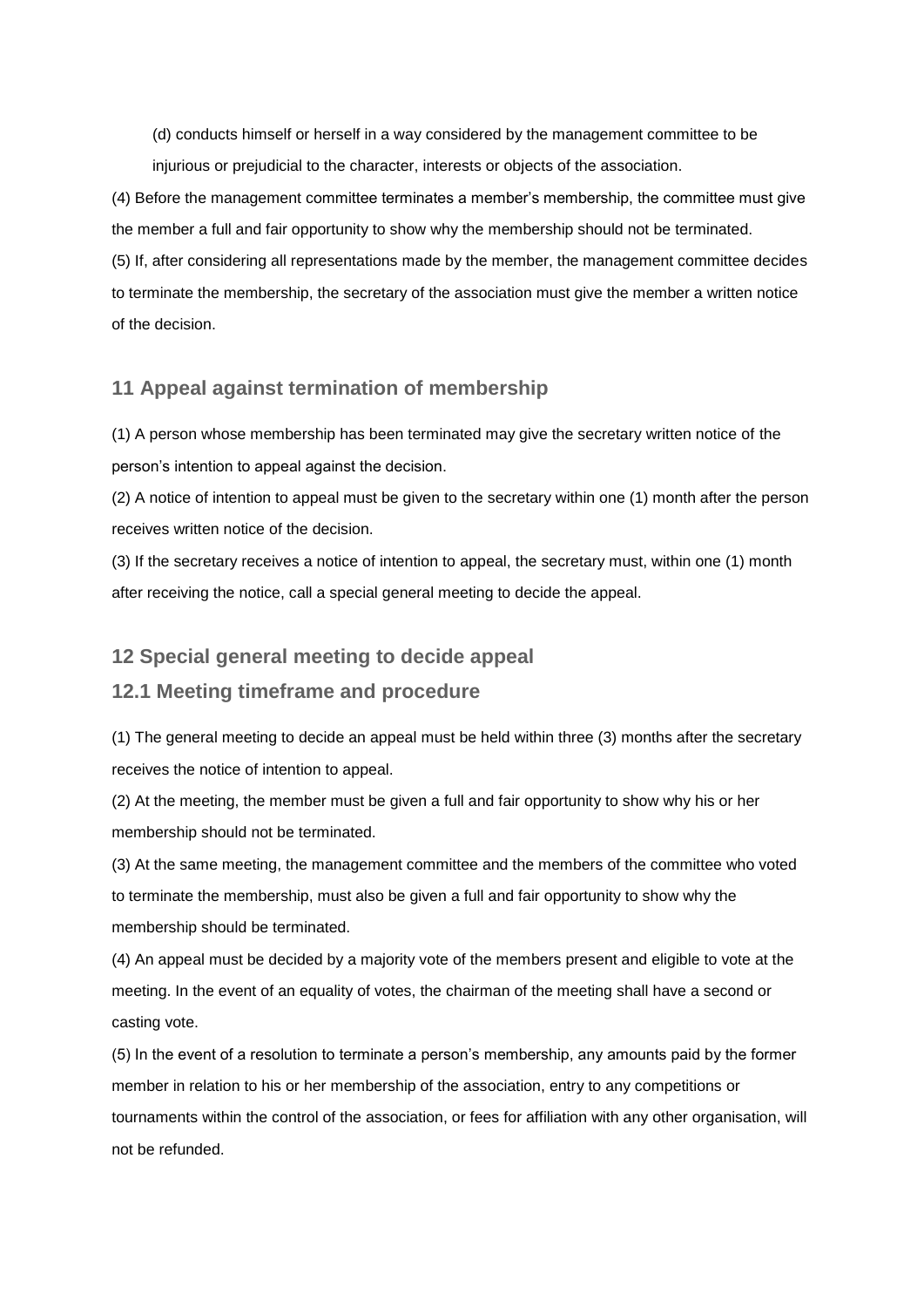(d) conducts himself or herself in a way considered by the management committee to be injurious or prejudicial to the character, interests or objects of the association.

(4) Before the management committee terminates a member's membership, the committee must give the member a full and fair opportunity to show why the membership should not be terminated.

(5) If, after considering all representations made by the member, the management committee decides to terminate the membership, the secretary of the association must give the member a written notice of the decision.

## 11 Appeal against termination of membership

(1) A person whose membership has been terminated may give the secretary written notice of the person's intention to appeal against the decision.

(2) A notice of intention to appeal must be given to the secretary within one (1) month after the person receives written notice of the decision.

(3) If the secretary receives a notice of intention to appeal, the secretary must, within one (1) month after receiving the notice, call a special general meeting to decide the appeal.

## 12 Special general meeting to decide appeal

### 12.1 Meeting timeframe and procedure

(1) The general meeting to decide an appeal must be held within three (3) months after the secretary receives the notice of intention to appeal.

(2) At the meeting, the member must be given a full and fair opportunity to show why his or her membership should not be terminated.

(3) At the same meeting, the management committee and the members of the committee who voted to terminate the membership, must also be given a full and fair opportunity to show why the membership should be terminated.

(4) An appeal must be decided by a majority vote of the members present and eligible to vote at the meeting. In the event of an equality of votes, the chairman of the meeting shall have a second or casting vote.

(5) In the event of a resolution to terminate a person's membership, any amounts paid by the former member in relation to his or her membership of the association, entry to any competitions or tournaments within the control of the association, or fees for affiliation with any other organisation, will not be refunded.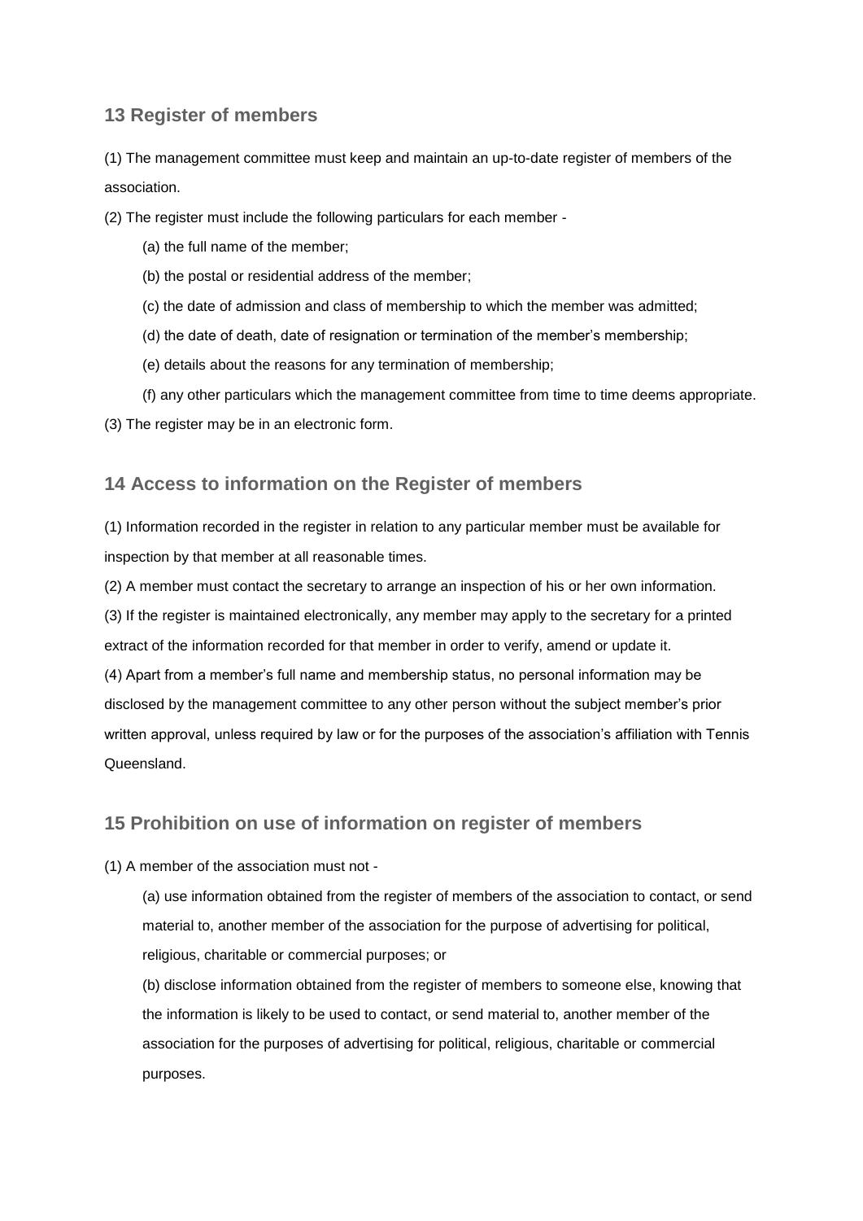## 13 Register of members

(1) The management committee must keep and maintain an up-to-date register of members of the association.

(2) The register must include the following particulars for each member -

(a) the full name of the member;

(b) the postal or residential address of the member;

(c) the date of admission and class of membership to which the member was admitted;

(d) the date of death, date of resignation or termination of the member's membership;

(e) details about the reasons for any termination of membership;

(f) any other particulars which the management committee from time to time deems appropriate.

(3) The register may be in an electronic form.

## 14 Access to information on the Register of members

(1) Information recorded in the register in relation to any particular member must be available for inspection by that member at all reasonable times.

(2) A member must contact the secretary to arrange an inspection of his or her own information.

(3) If the register is maintained electronically, any member may apply to the secretary for a printed extract of the information recorded for that member in order to verify, amend or update it.

(4) Apart from a member's full name and membership status, no personal information may be disclosed by the management committee to any other person without the subject member's prior written approval, unless required by law or for the purposes of the association's affiliation with Tennis Queensland.

## 15 Prohibition on use of information on register of members

(1) A member of the association must not -

(a) use information obtained from the register of members of the association to contact, or send material to, another member of the association for the purpose of advertising for political, religious, charitable or commercial purposes; or

(b) disclose information obtained from the register of members to someone else, knowing that the information is likely to be used to contact, or send material to, another member of the association for the purposes of advertising for political, religious, charitable or commercial purposes.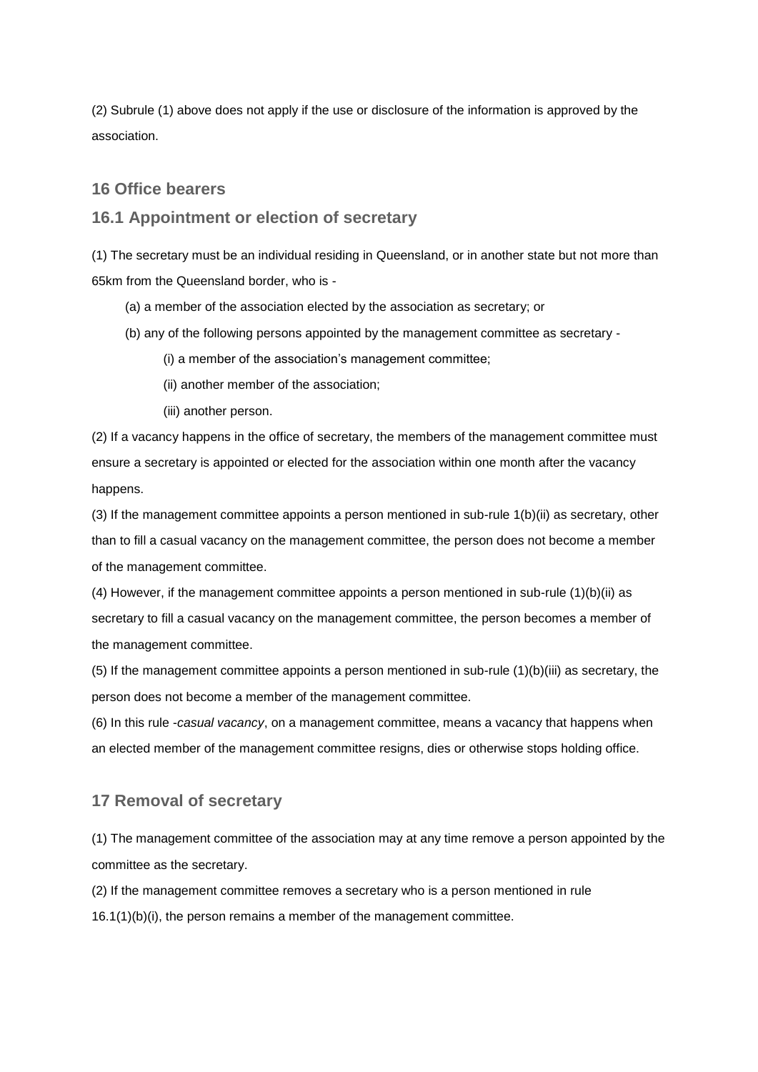(2) Subrule (1) above does not apply if the use or disclosure of the information is approved by the association.

## 16 Office bearers

### 16.1 Appointment or election of secretary

(1) The secretary must be an individual residing in Queensland, or in another state but not more than 65km from the Queensland border, who is -

- (a) a member of the association elected by the association as secretary; or
- (b) any of the following persons appointed by the management committee as secretary -
  - (i) a member of the association's management committee;
  - (ii) another member of the association;
  - (iii) another person.

(2) If a vacancy happens in the office of secretary, the members of the management committee must ensure a secretary is appointed or elected for the association within one month after the vacancy happens.

(3) If the management committee appoints a person mentioned in sub-rule 1(b)(ii) as secretary, other than to fill a casual vacancy on the management committee, the person does not become a member of the management committee.

(4) However, if the management committee appoints a person mentioned in sub-rule (1)(b)(ii) as secretary to fill a casual vacancy on the management committee, the person becomes a member of the management committee.

(5) If the management committee appoints a person mentioned in sub-rule (1)(b)(iii) as secretary, the person does not become a member of the management committee.

(6) In this rule -*casual vacancy*, on a management committee, means a vacancy that happens when an elected member of the management committee resigns, dies or otherwise stops holding office.

## 17 Removal of secretary

(1) The management committee of the association may at any time remove a person appointed by the committee as the secretary.

(2) If the management committee removes a secretary who is a person mentioned in rule 16.1(1)(b)(i), the person remains a member of the management committee.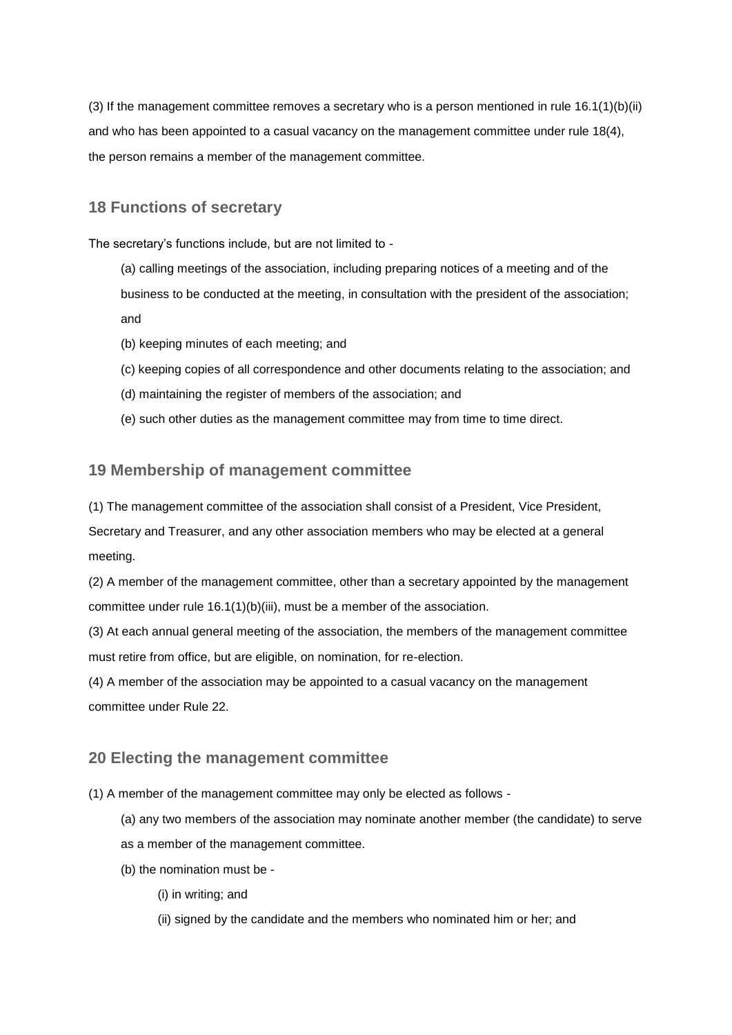(3) If the management committee removes a secretary who is a person mentioned in rule 16.1(1)(b)(ii) and who has been appointed to a casual vacancy on the management committee under rule 18(4), the person remains a member of the management committee.

## 18 Functions of secretary

The secretary's functions include, but are not limited to -

(a) calling meetings of the association, including preparing notices of a meeting and of the business to be conducted at the meeting, in consultation with the president of the association; and

(b) keeping minutes of each meeting; and

(c) keeping copies of all correspondence and other documents relating to the association; and

(d) maintaining the register of members of the association; and

(e) such other duties as the management committee may from time to time direct.

## 19 Membership of management committee

(1) The management committee of the association shall consist of a President, Vice President, Secretary and Treasurer, and any other association members who may be elected at a general meeting.

(2) A member of the management committee, other than a secretary appointed by the management committee under rule 16.1(1)(b)(iii), must be a member of the association.

(3) At each annual general meeting of the association, the members of the management committee must retire from office, but are eligible, on nomination, for re-election.

(4) A member of the association may be appointed to a casual vacancy on the management committee under Rule 22.

## 20 Electing the management committee

(1) A member of the management committee may only be elected as follows -

(a) any two members of the association may nominate another member (the candidate) to serve as a member of the management committee.

(b) the nomination must be -

(i) in writing; and

(ii) signed by the candidate and the members who nominated him or her; and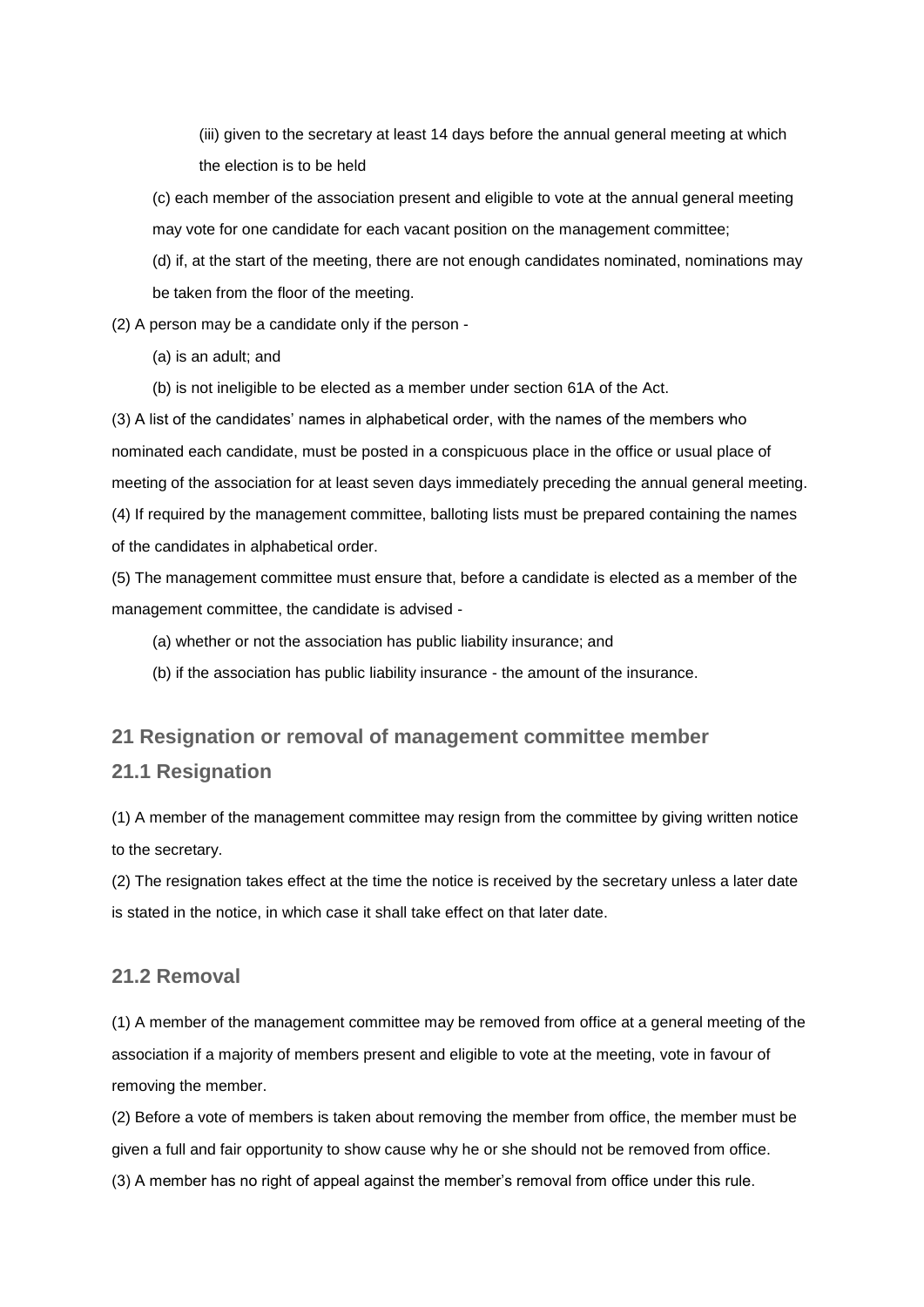(iii) given to the secretary at least 14 days before the annual general meeting at which the election is to be held

(c) each member of the association present and eligible to vote at the annual general meeting may vote for one candidate for each vacant position on the management committee;

(d) if, at the start of the meeting, there are not enough candidates nominated, nominations may be taken from the floor of the meeting.

(2) A person may be a candidate only if the person -

(a) is an adult; and

(b) is not ineligible to be elected as a member under section 61A of the Act.

(3) A list of the candidates' names in alphabetical order, with the names of the members who nominated each candidate, must be posted in a conspicuous place in the office or usual place of meeting of the association for at least seven days immediately preceding the annual general meeting.

(4) If required by the management committee, balloting lists must be prepared containing the names of the candidates in alphabetical order.

(5) The management committee must ensure that, before a candidate is elected as a member of the management committee, the candidate is advised -

(a) whether or not the association has public liability insurance; and

(b) if the association has public liability insurance - the amount of the insurance.

## 21 Resignation or removal of management committee member

### 21.1 Resignation

(1) A member of the management committee may resign from the committee by giving written notice to the secretary.

(2) The resignation takes effect at the time the notice is received by the secretary unless a later date is stated in the notice, in which case it shall take effect on that later date.

### 21.2 Removal

(1) A member of the management committee may be removed from office at a general meeting of the association if a majority of members present and eligible to vote at the meeting, vote in favour of removing the member.

(2) Before a vote of members is taken about removing the member from office, the member must be given a full and fair opportunity to show cause why he or she should not be removed from office.

(3) A member has no right of appeal against the member's removal from office under this rule.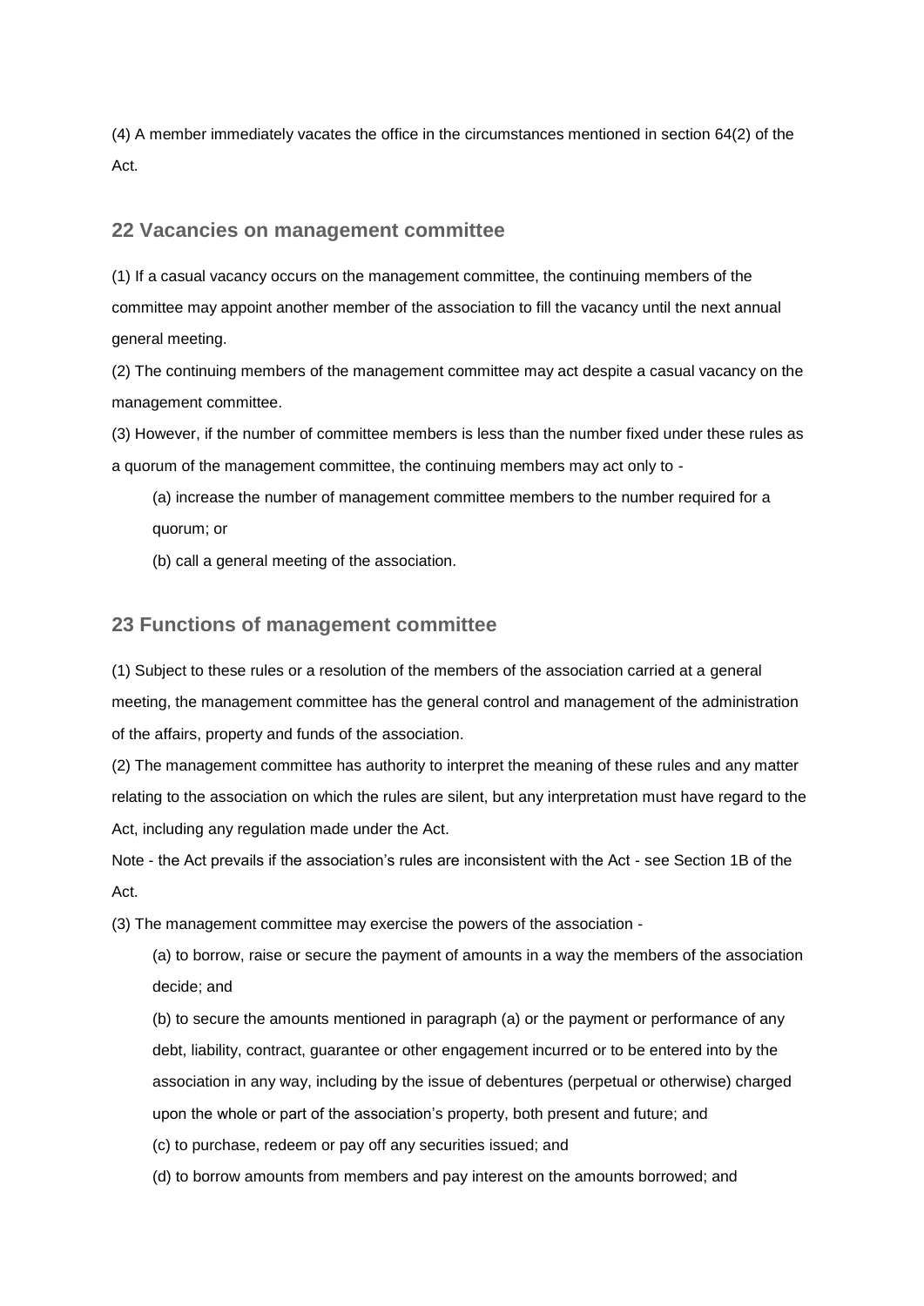(4) A member immediately vacates the office in the circumstances mentioned in section 64(2) of the Act.

## 22 Vacancies on management committee

(1) If a casual vacancy occurs on the management committee, the continuing members of the committee may appoint another member of the association to fill the vacancy until the next annual general meeting.

(2) The continuing members of the management committee may act despite a casual vacancy on the management committee.

(3) However, if the number of committee members is less than the number fixed under these rules as a quorum of the management committee, the continuing members may act only to -

(a) increase the number of management committee members to the number required for a quorum; or

(b) call a general meeting of the association.

## 23 Functions of management committee

(1) Subject to these rules or a resolution of the members of the association carried at a general meeting, the management committee has the general control and management of the administration of the affairs, property and funds of the association.

(2) The management committee has authority to interpret the meaning of these rules and any matter relating to the association on which the rules are silent, but any interpretation must have regard to the Act, including any regulation made under the Act.

Note - the Act prevails if the association's rules are inconsistent with the Act - see Section 1B of the Act.

(3) The management committee may exercise the powers of the association -

(a) to borrow, raise or secure the payment of amounts in a way the members of the association decide; and

(b) to secure the amounts mentioned in paragraph (a) or the payment or performance of any debt, liability, contract, guarantee or other engagement incurred or to be entered into by the association in any way, including by the issue of debentures (perpetual or otherwise) charged upon the whole or part of the association's property, both present and future; and

(c) to purchase, redeem or pay off any securities issued; and

(d) to borrow amounts from members and pay interest on the amounts borrowed; and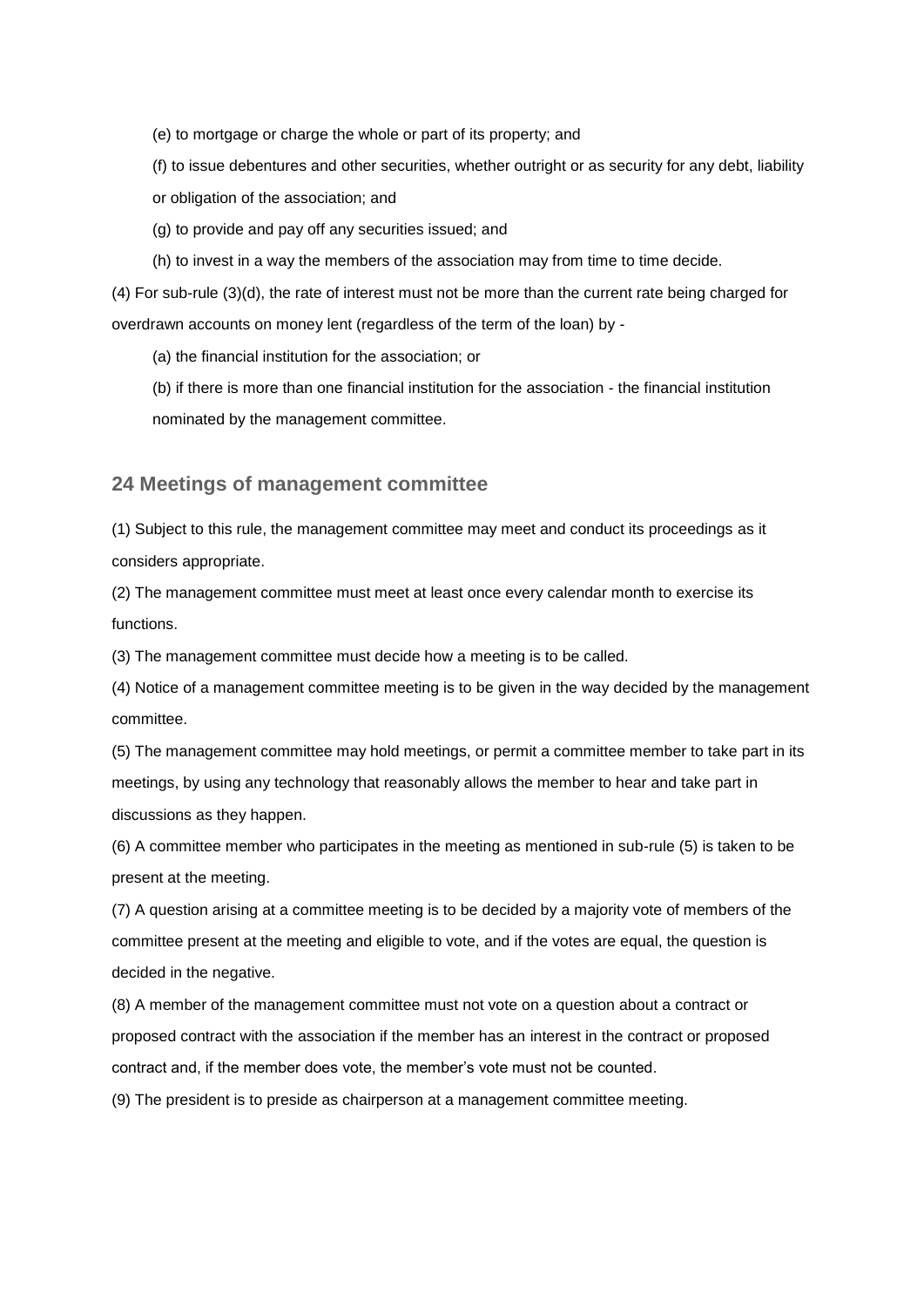(e) to mortgage or charge the whole or part of its property; and

(f) to issue debentures and other securities, whether outright or as security for any debt, liability or obligation of the association; and

(g) to provide and pay off any securities issued; and

(h) to invest in a way the members of the association may from time to time decide.

(4) For sub-rule (3)(d), the rate of interest must not be more than the current rate being charged for overdrawn accounts on money lent (regardless of the term of the loan) by -

(a) the financial institution for the association; or

(b) if there is more than one financial institution for the association - the financial institution nominated by the management committee.

## 24 Meetings of management committee

(1) Subject to this rule, the management committee may meet and conduct its proceedings as it considers appropriate.

(2) The management committee must meet at least once every calendar month to exercise its functions.

(3) The management committee must decide how a meeting is to be called.

(4) Notice of a management committee meeting is to be given in the way decided by the management committee.

(5) The management committee may hold meetings, or permit a committee member to take part in its meetings, by using any technology that reasonably allows the member to hear and take part in discussions as they happen.

(6) A committee member who participates in the meeting as mentioned in sub-rule (5) is taken to be present at the meeting.

(7) A question arising at a committee meeting is to be decided by a majority vote of members of the committee present at the meeting and eligible to vote, and if the votes are equal, the question is decided in the negative.

(8) A member of the management committee must not vote on a question about a contract or proposed contract with the association if the member has an interest in the contract or proposed contract and, if the member does vote, the member's vote must not be counted.

(9) The president is to preside as chairperson at a management committee meeting.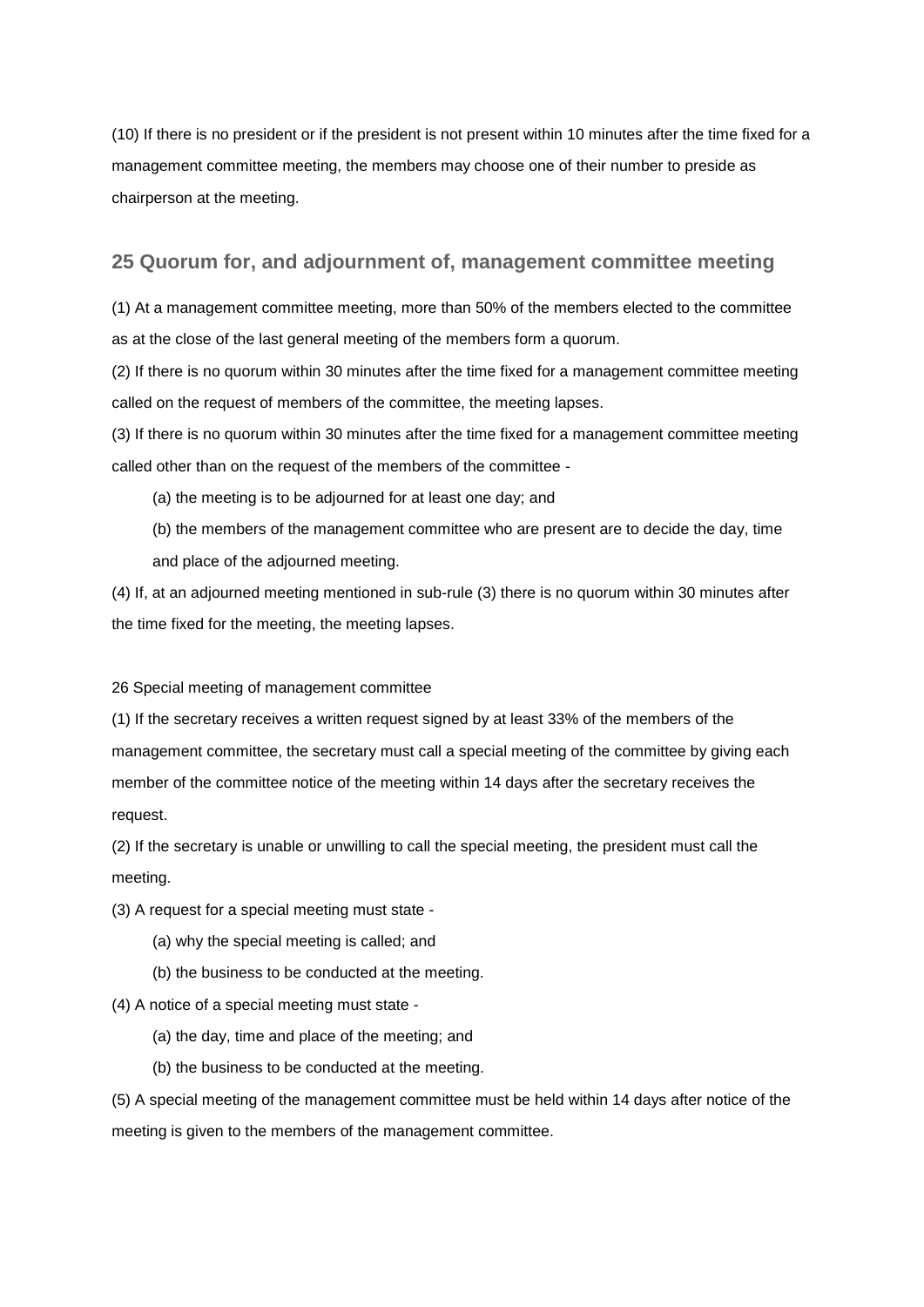(10) If there is no president or if the president is not present within 10 minutes after the time fixed for a management committee meeting, the members may choose one of their number to preside as chairperson at the meeting.

## 25 Quorum for, and adjournment of, management committee meeting

(1) At a management committee meeting, more than 50% of the members elected to the committee as at the close of the last general meeting of the members form a quorum.

(2) If there is no quorum within 30 minutes after the time fixed for a management committee meeting called on the request of members of the committee, the meeting lapses.

(3) If there is no quorum within 30 minutes after the time fixed for a management committee meeting called other than on the request of the members of the committee -

(a) the meeting is to be adjourned for at least one day; and

(b) the members of the management committee who are present are to decide the day, time and place of the adjourned meeting.

(4) If, at an adjourned meeting mentioned in sub-rule (3) there is no quorum within 30 minutes after the time fixed for the meeting, the meeting lapses.

26 Special meeting of management committee

(1) If the secretary receives a written request signed by at least 33% of the members of the management committee, the secretary must call a special meeting of the committee by giving each member of the committee notice of the meeting within 14 days after the secretary receives the request.

(2) If the secretary is unable or unwilling to call the special meeting, the president must call the meeting.

(3) A request for a special meeting must state -

(a) why the special meeting is called; and

(b) the business to be conducted at the meeting.

(4) A notice of a special meeting must state -

(a) the day, time and place of the meeting; and

(b) the business to be conducted at the meeting.

(5) A special meeting of the management committee must be held within 14 days after notice of the meeting is given to the members of the management committee.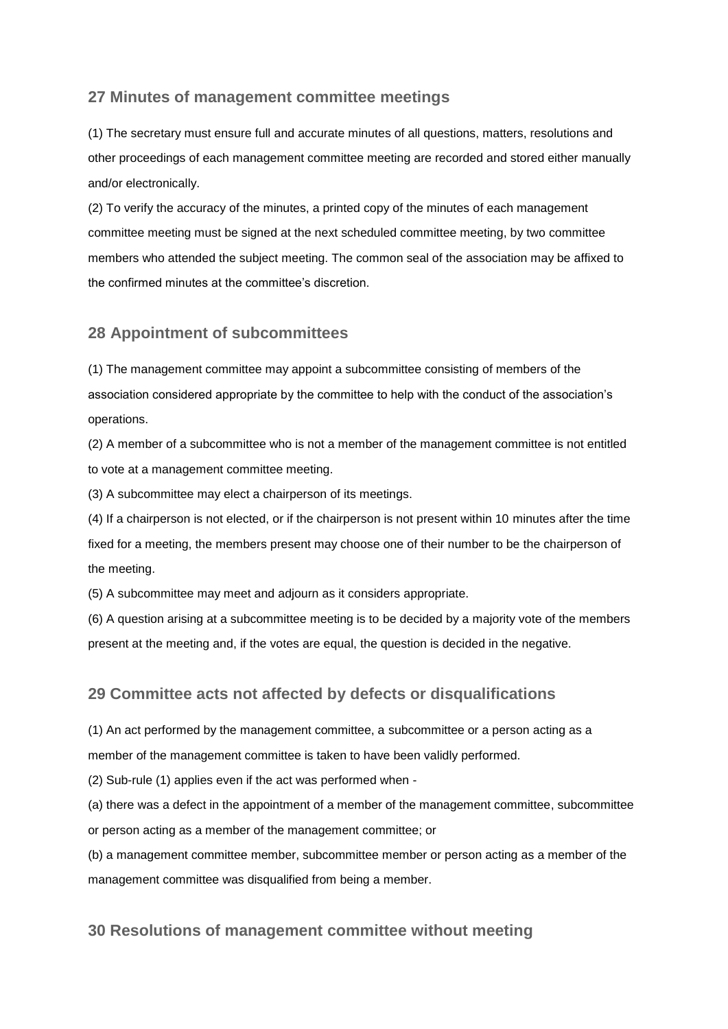## 27 Minutes of management committee meetings

(1) The secretary must ensure full and accurate minutes of all questions, matters, resolutions and other proceedings of each management committee meeting are recorded and stored either manually and/or electronically.

(2) To verify the accuracy of the minutes, a printed copy of the minutes of each management committee meeting must be signed at the next scheduled committee meeting, by two committee members who attended the subject meeting. The common seal of the association may be affixed to the confirmed minutes at the committee's discretion.

## 28 Appointment of subcommittees

(1) The management committee may appoint a subcommittee consisting of members of the association considered appropriate by the committee to help with the conduct of the association's operations.

(2) A member of a subcommittee who is not a member of the management committee is not entitled to vote at a management committee meeting.

(3) A subcommittee may elect a chairperson of its meetings.

(4) If a chairperson is not elected, or if the chairperson is not present within 10 minutes after the time fixed for a meeting, the members present may choose one of their number to be the chairperson of the meeting.

(5) A subcommittee may meet and adjourn as it considers appropriate.

(6) A question arising at a subcommittee meeting is to be decided by a majority vote of the members present at the meeting and, if the votes are equal, the question is decided in the negative.

## 29 Committee acts not affected by defects or disqualifications

(1) An act performed by the management committee, a subcommittee or a person acting as a member of the management committee is taken to have been validly performed.

(2) Sub-rule (1) applies even if the act was performed when -

(a) there was a defect in the appointment of a member of the management committee, subcommittee or person acting as a member of the management committee; or

(b) a management committee member, subcommittee member or person acting as a member of the management committee was disqualified from being a member.

## 30 Resolutions of management committee without meeting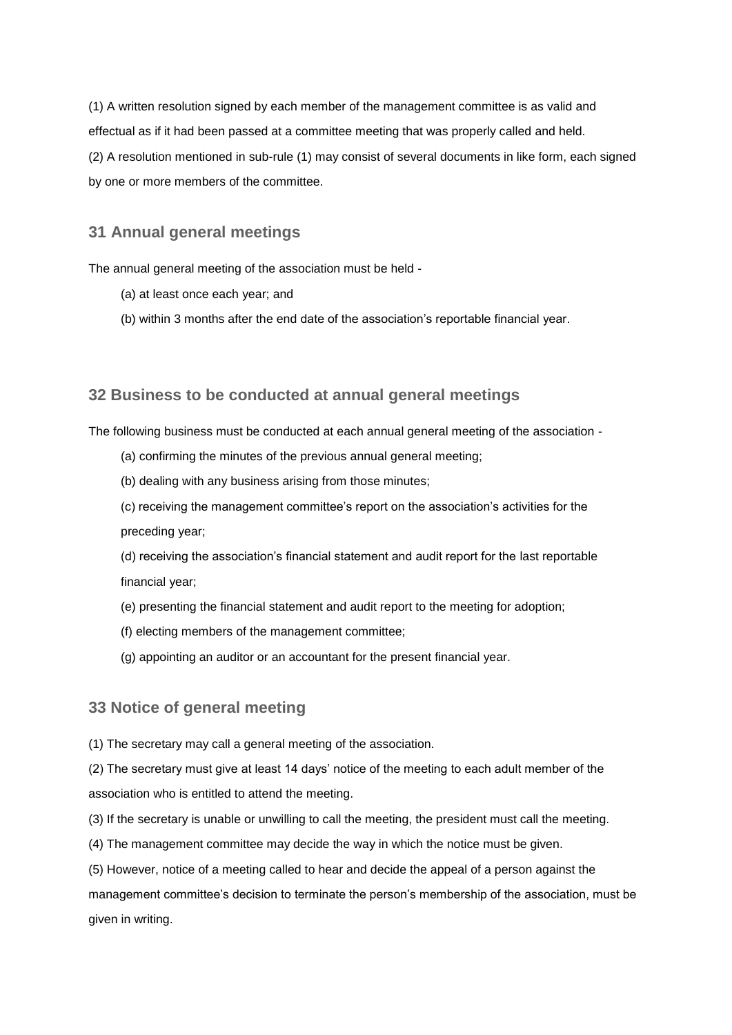(1) A written resolution signed by each member of the management committee is as valid and effectual as if it had been passed at a committee meeting that was properly called and held.

(2) A resolution mentioned in sub-rule (1) may consist of several documents in like form, each signed by one or more members of the committee.

## 31 Annual general meetings

The annual general meeting of the association must be held -

(a) at least once each year; and

(b) within 3 months after the end date of the association's reportable financial year.

## 32 Business to be conducted at annual general meetings

The following business must be conducted at each annual general meeting of the association -

(a) confirming the minutes of the previous annual general meeting;

(b) dealing with any business arising from those minutes;

(c) receiving the management committee's report on the association's activities for the preceding year;

(d) receiving the association's financial statement and audit report for the last reportable financial year;

(e) presenting the financial statement and audit report to the meeting for adoption;

(f) electing members of the management committee;

(g) appointing an auditor or an accountant for the present financial year.

## 33 Notice of general meeting

(1) The secretary may call a general meeting of the association.

(2) The secretary must give at least 14 days' notice of the meeting to each adult member of the association who is entitled to attend the meeting.

(3) If the secretary is unable or unwilling to call the meeting, the president must call the meeting.

(4) The management committee may decide the way in which the notice must be given.

(5) However, notice of a meeting called to hear and decide the appeal of a person against the management committee's decision to terminate the person's membership of the association, must be given in writing.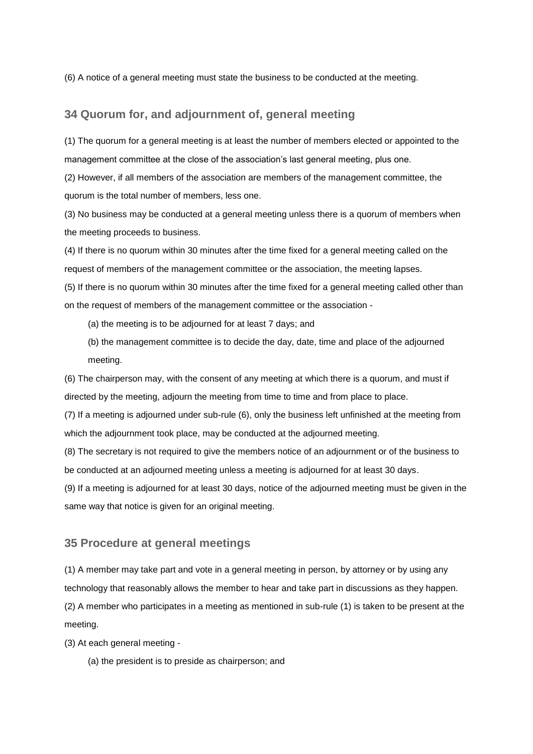(6) A notice of a general meeting must state the business to be conducted at the meeting.

## 34 Quorum for, and adjournment of, general meeting

(1) The quorum for a general meeting is at least the number of members elected or appointed to the management committee at the close of the association's last general meeting, plus one.

(2) However, if all members of the association are members of the management committee, the quorum is the total number of members, less one.

(3) No business may be conducted at a general meeting unless there is a quorum of members when the meeting proceeds to business.

(4) If there is no quorum within 30 minutes after the time fixed for a general meeting called on the request of members of the management committee or the association, the meeting lapses.

(5) If there is no quorum within 30 minutes after the time fixed for a general meeting called other than on the request of members of the management committee or the association -

(a) the meeting is to be adjourned for at least 7 days; and

(b) the management committee is to decide the day, date, time and place of the adjourned meeting.

(6) The chairperson may, with the consent of any meeting at which there is a quorum, and must if directed by the meeting, adjourn the meeting from time to time and from place to place.

(7) If a meeting is adjourned under sub-rule (6), only the business left unfinished at the meeting from which the adjournment took place, may be conducted at the adjourned meeting.

(8) The secretary is not required to give the members notice of an adjournment or of the business to be conducted at an adjourned meeting unless a meeting is adjourned for at least 30 days.

(9) If a meeting is adjourned for at least 30 days, notice of the adjourned meeting must be given in the same way that notice is given for an original meeting.

## 35 Procedure at general meetings

(1) A member may take part and vote in a general meeting in person, by attorney or by using any technology that reasonably allows the member to hear and take part in discussions as they happen.

(2) A member who participates in a meeting as mentioned in sub-rule (1) is taken to be present at the meeting.

(3) At each general meeting -

(a) the president is to preside as chairperson; and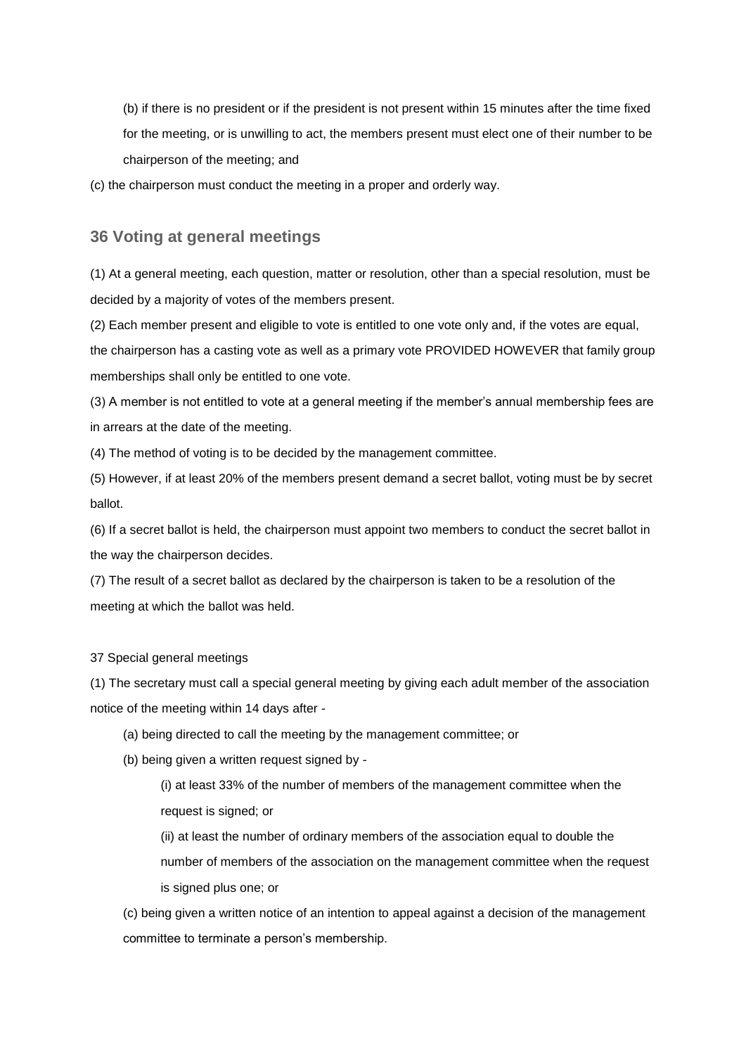(b) if there is no president or if the president is not present within 15 minutes after the time fixed for the meeting, or is unwilling to act, the members present must elect one of their number to be chairperson of the meeting; and

(c) the chairperson must conduct the meeting in a proper and orderly way.

## 36 Voting at general meetings

(1) At a general meeting, each question, matter or resolution, other than a special resolution, must be decided by a majority of votes of the members present.

(2) Each member present and eligible to vote is entitled to one vote only and, if the votes are equal, the chairperson has a casting vote as well as a primary vote PROVIDED HOWEVER that family group memberships shall only be entitled to one vote.

(3) A member is not entitled to vote at a general meeting if the member's annual membership fees are in arrears at the date of the meeting.

(4) The method of voting is to be decided by the management committee.

(5) However, if at least 20% of the members present demand a secret ballot, voting must be by secret ballot.

(6) If a secret ballot is held, the chairperson must appoint two members to conduct the secret ballot in the way the chairperson decides.

(7) The result of a secret ballot as declared by the chairperson is taken to be a resolution of the meeting at which the ballot was held.

37 Special general meetings

(1) The secretary must call a special general meeting by giving each adult member of the association notice of the meeting within 14 days after -

(a) being directed to call the meeting by the management committee; or

(b) being given a written request signed by -

(i) at least 33% of the number of members of the management committee when the request is signed; or

(ii) at least the number of ordinary members of the association equal to double the number of members of the association on the management committee when the request is signed plus one; or

(c) being given a written notice of an intention to appeal against a decision of the management committee to terminate a person's membership.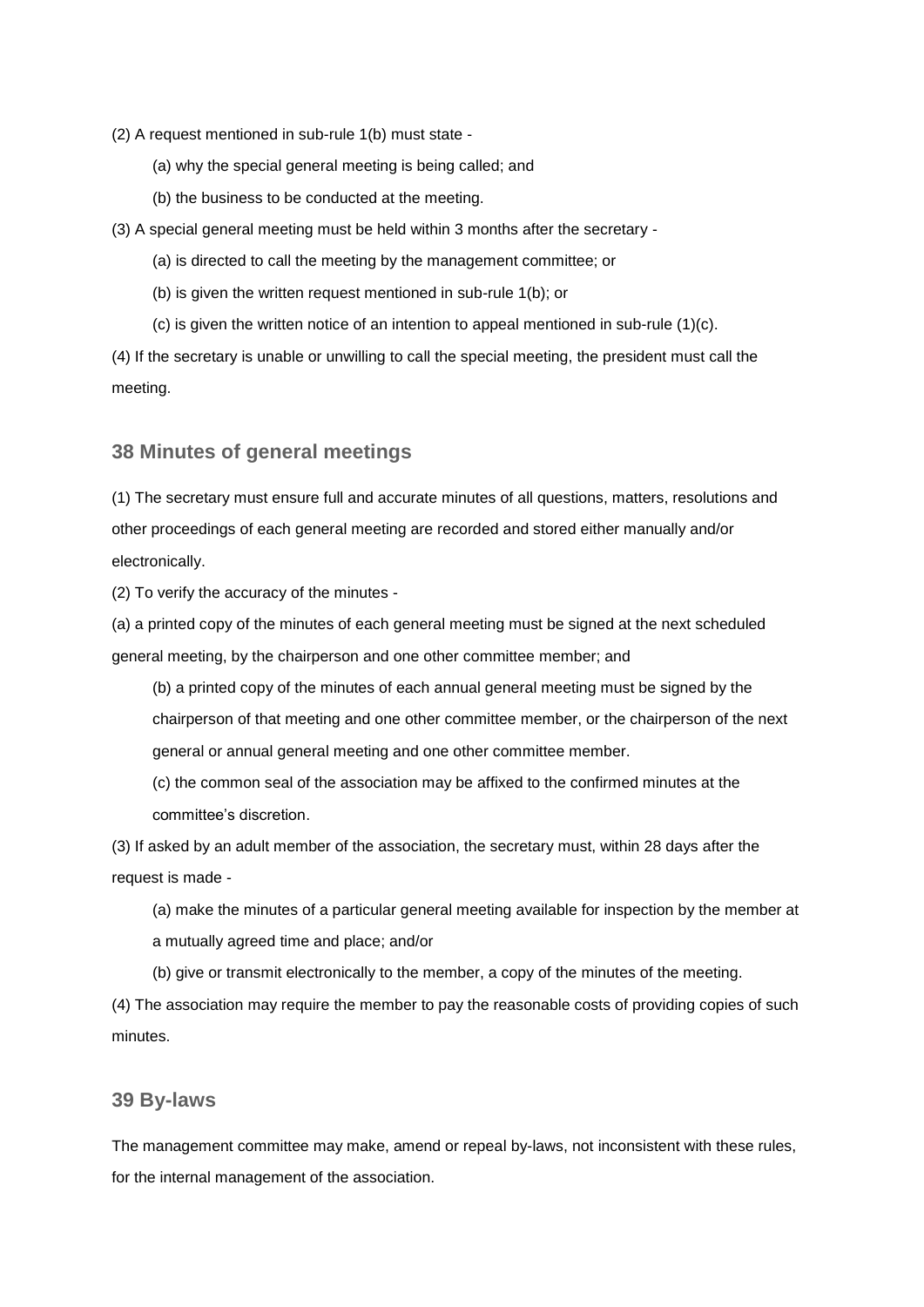(2) A request mentioned in sub-rule 1(b) must state -

(a) why the special general meeting is being called; and

(b) the business to be conducted at the meeting.

(3) A special general meeting must be held within 3 months after the secretary -

(a) is directed to call the meeting by the management committee; or

(b) is given the written request mentioned in sub-rule 1(b); or

(c) is given the written notice of an intention to appeal mentioned in sub-rule (1)(c).

(4) If the secretary is unable or unwilling to call the special meeting, the president must call the meeting.

## 38 Minutes of general meetings

(1) The secretary must ensure full and accurate minutes of all questions, matters, resolutions and other proceedings of each general meeting are recorded and stored either manually and/or electronically.

(2) To verify the accuracy of the minutes -

(a) a printed copy of the minutes of each general meeting must be signed at the next scheduled general meeting, by the chairperson and one other committee member; and

(b) a printed copy of the minutes of each annual general meeting must be signed by the chairperson of that meeting and one other committee member, or the chairperson of the next general or annual general meeting and one other committee member.

(c) the common seal of the association may be affixed to the confirmed minutes at the committee's discretion.

(3) If asked by an adult member of the association, the secretary must, within 28 days after the request is made -

(a) make the minutes of a particular general meeting available for inspection by the member at a mutually agreed time and place; and/or

(b) give or transmit electronically to the member, a copy of the minutes of the meeting.

(4) The association may require the member to pay the reasonable costs of providing copies of such minutes.

## 39 By-laws

The management committee may make, amend or repeal by-laws, not inconsistent with these rules, for the internal management of the association.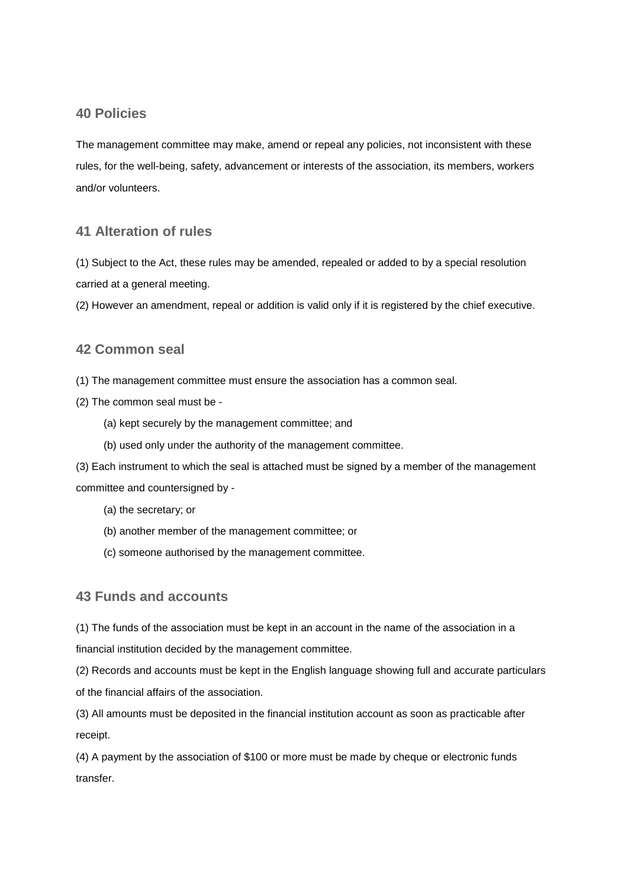## 40 Policies

The management committee may make, amend or repeal any policies, not inconsistent with these rules, for the well-being, safety, advancement or interests of the association, its members, workers and/or volunteers.

## 41 Alteration of rules

(1) Subject to the Act, these rules may be amended, repealed or added to by a special resolution carried at a general meeting.

(2) However an amendment, repeal or addition is valid only if it is registered by the chief executive.

## 42 Common seal

(1) The management committee must ensure the association has a common seal.

(2) The common seal must be -

- (a) kept securely by the management committee; and
- (b) used only under the authority of the management committee.

(3) Each instrument to which the seal is attached must be signed by a member of the management committee and countersigned by -

- (a) the secretary; or
- (b) another member of the management committee; or
- (c) someone authorised by the management committee.

## 43 Funds and accounts

(1) The funds of the association must be kept in an account in the name of the association in a financial institution decided by the management committee.

(2) Records and accounts must be kept in the English language showing full and accurate particulars of the financial affairs of the association.

(3) All amounts must be deposited in the financial institution account as soon as practicable after receipt.

(4) A payment by the association of $100 or more must be made by cheque or electronic funds transfer.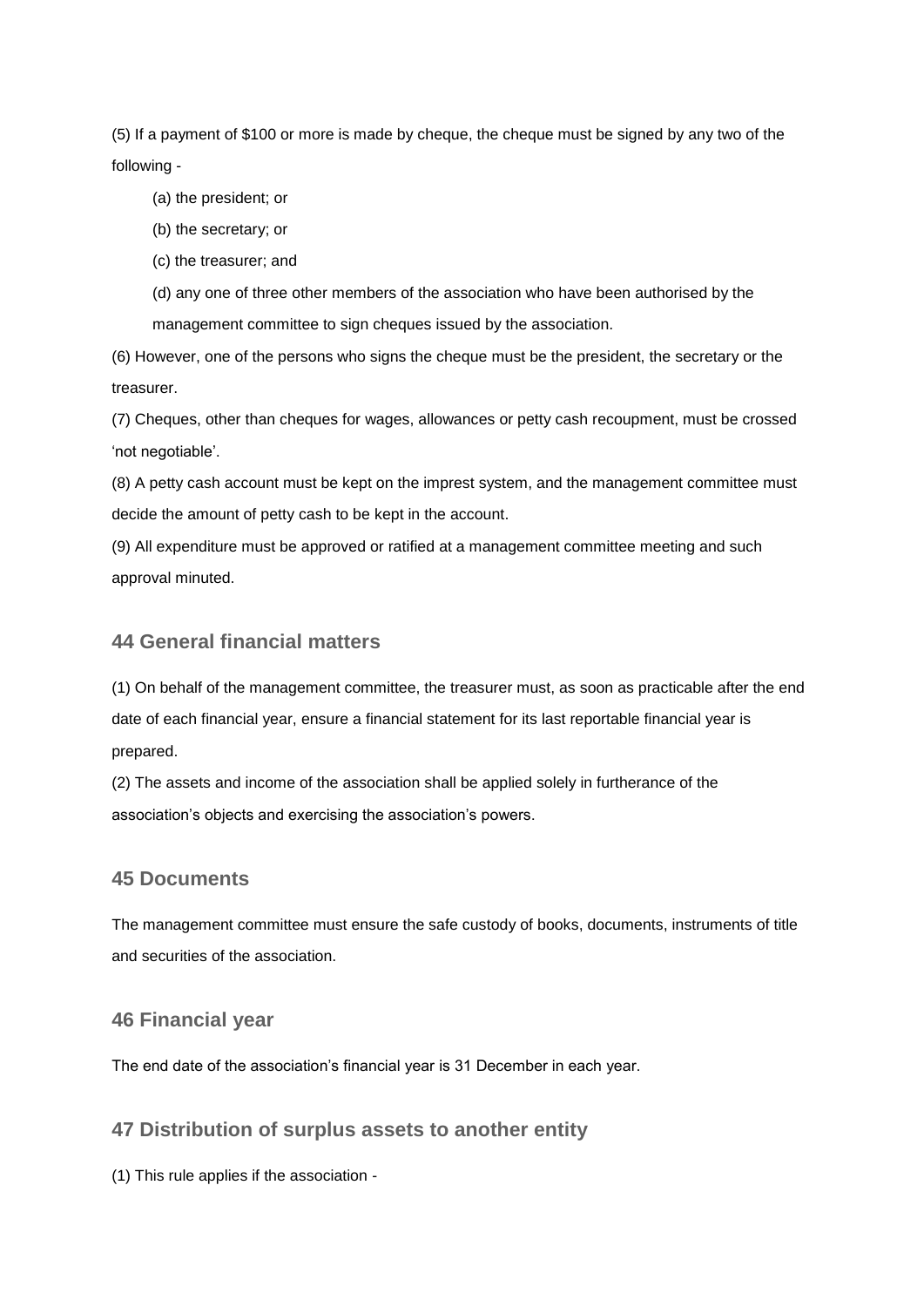(5) If a payment of $100 or more is made by cheque, the cheque must be signed by any two of the following -

(a) the president; or

(b) the secretary; or

(c) the treasurer; and

(d) any one of three other members of the association who have been authorised by the management committee to sign cheques issued by the association.

(6) However, one of the persons who signs the cheque must be the president, the secretary or the treasurer.

(7) Cheques, other than cheques for wages, allowances or petty cash recoupment, must be crossed 'not negotiable'.

(8) A petty cash account must be kept on the imprest system, and the management committee must decide the amount of petty cash to be kept in the account.

(9) All expenditure must be approved or ratified at a management committee meeting and such approval minuted.

## 44 General financial matters

(1) On behalf of the management committee, the treasurer must, as soon as practicable after the end date of each financial year, ensure a financial statement for its last reportable financial year is prepared.

(2) The assets and income of the association shall be applied solely in furtherance of the association's objects and exercising the association's powers.

## 45 Documents

The management committee must ensure the safe custody of books, documents, instruments of title and securities of the association.

## 46 Financial year

The end date of the association's financial year is 31 December in each year.

## 47 Distribution of surplus assets to another entity

(1) This rule applies if the association -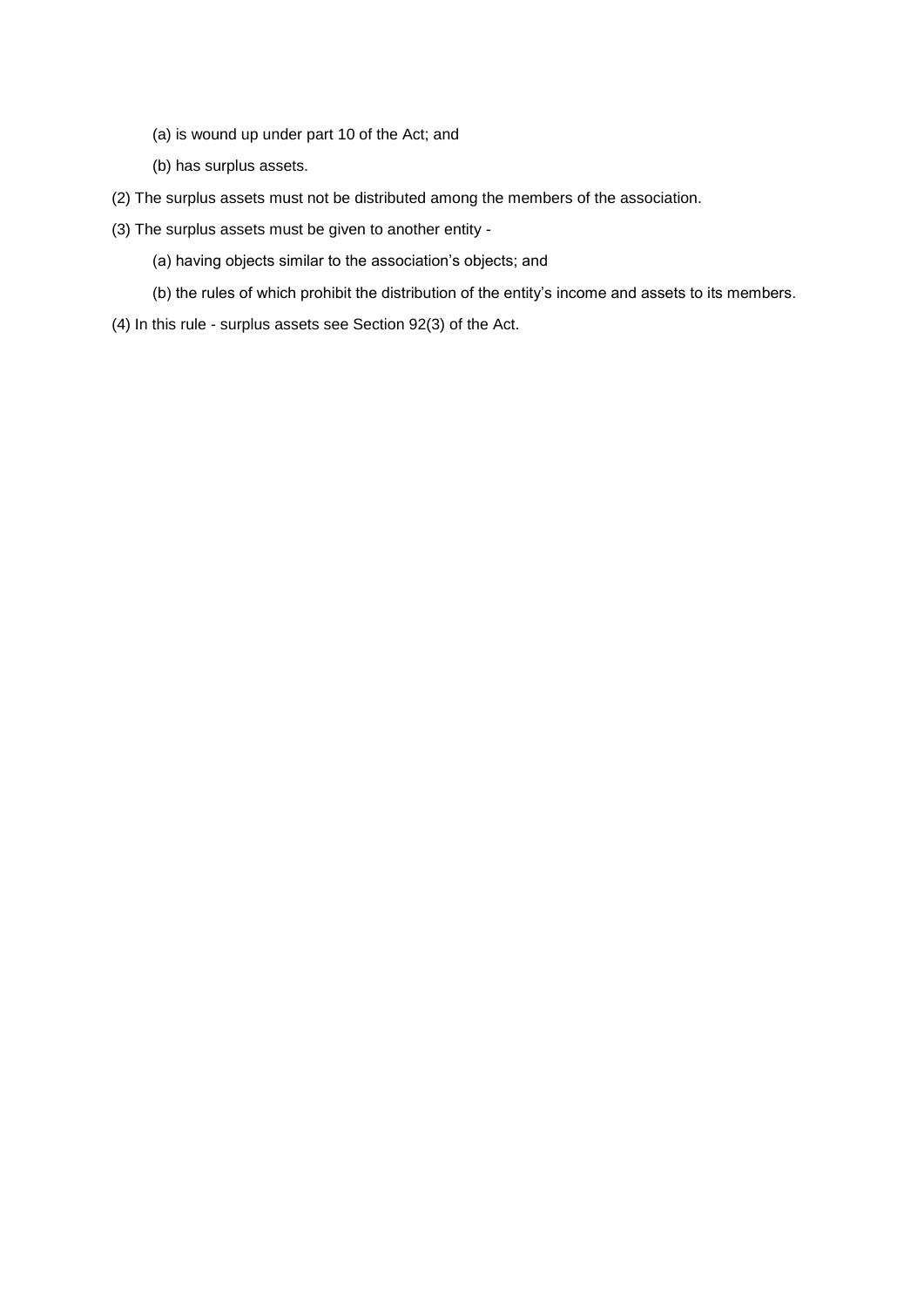(a) is wound up under part 10 of the Act; and

(b) has surplus assets.

(2) The surplus assets must not be distributed among the members of the association.

(3) The surplus assets must be given to another entity -

(a) having objects similar to the association's objects; and

(b) the rules of which prohibit the distribution of the entity's income and assets to its members.

(4) In this rule - surplus assets see Section 92(3) of the Act.